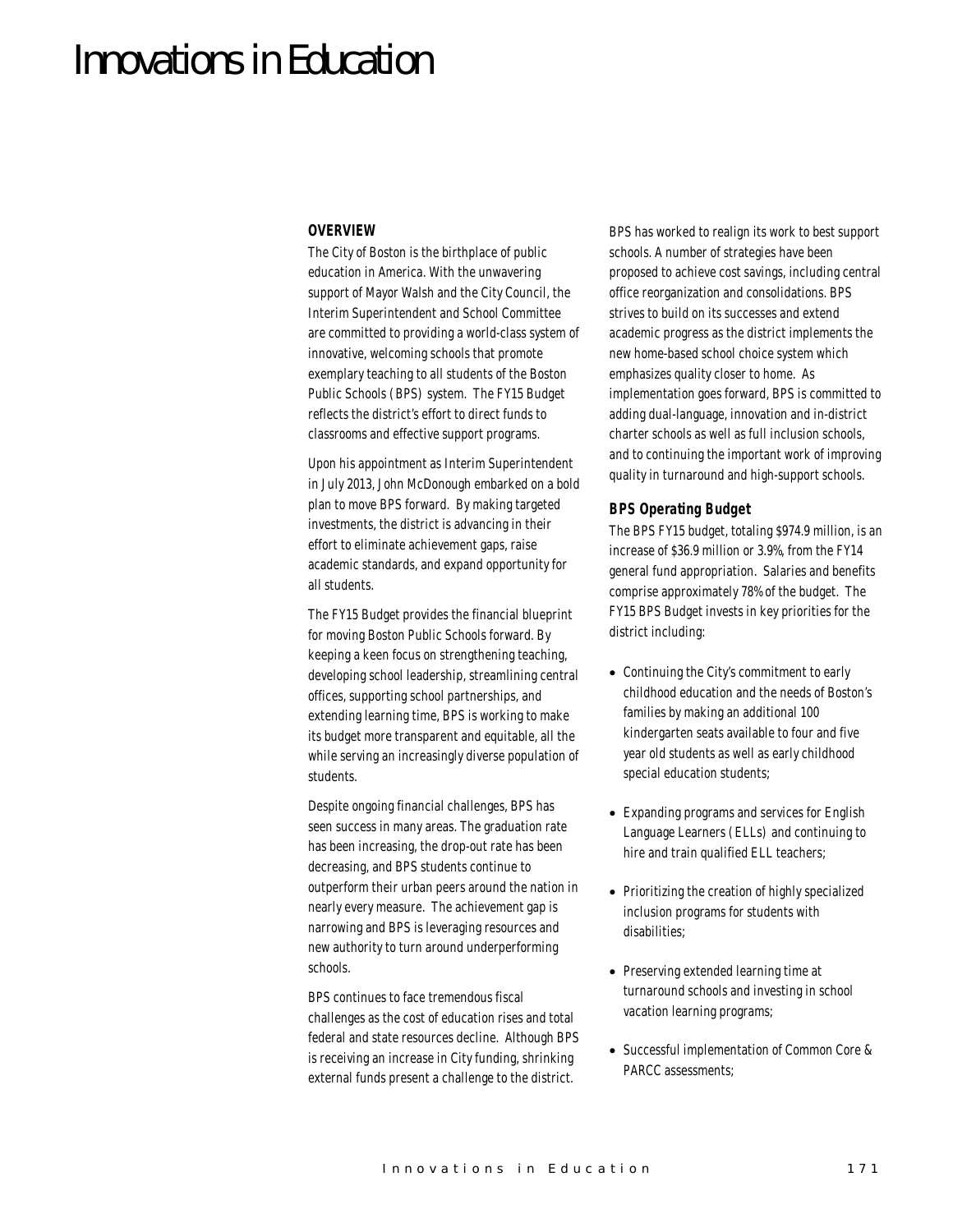# Innovations in Education

### OVERVIEW

The City of Boston is the birthplace of public education in America. With the unwavering support of Mayor Walsh and the City Council, the Interim Superintendent and School Committee are committed to providing a world-class system of innovative, welcoming schools that promote exemplary teaching to all students of the Boston Public Schools (BPS) system. The FY15 Budget reflects the district's effort to direct funds to classrooms and effective support programs.

Upon his appointment as Interim Superintendent in July 2013, John McDonough embarked on a bold plan to move BPS forward. By making targeted investments, the district is advancing in their effort to eliminate achievement gaps, raise academic standards, and expand opportunity for all students.

The FY15 Budget provides the financial blueprint for moving Boston Public Schools forward. By keeping a keen focus on strengthening teaching, developing school leadership, streamlining central offices, supporting school partnerships, and extending learning time, BPS is working to make its budget more transparent and equitable, all the while serving an increasingly diverse population of students.

Despite ongoing financial challenges, BPS has seen success in many areas. The graduation rate has been increasing, the drop-out rate has been decreasing, and BPS students continue to outperform their urban peers around the nation in nearly every measure. The achievement gap is narrowing and BPS is leveraging resources and new authority to turn around underperforming schools.

BPS continues to face tremendous fiscal challenges as the cost of education rises and total federal and state resources decline. Although BPS is receiving an increase in City funding, shrinking external funds present a challenge to the district.

BPS has worked to realign its work to best support schools. A number of strategies have been proposed to achieve cost savings, including central office reorganization and consolidations. BPS strives to build on its successes and extend academic progress as the district implements the new home-based school choice system which emphasizes quality closer to home. As implementation goes forward, BPS is committed to adding dual-language, innovation and in-district charter schools as well as full inclusion schools, and to continuing the important work of improving quality in turnaround and high-support schools.

### BPS Operating Budget

The BPS FY15 budget, totaling $974.9 million, is an increase of $36.9 million or 3.9%, from the FY14 general fund appropriation. Salaries and benefits comprise approximately 78% of the budget. The FY15 BPS Budget invests in key priorities for the district including:

- Continuing the City's commitment to early childhood education and the needs of Boston's families by making an additional 100 kindergarten seats available to four and five year old students as well as early childhood special education students;
- Expanding programs and services for English Language Learners (ELLs) and continuing to hire and train qualified ELL teachers;
- Prioritizing the creation of highly specialized inclusion programs for students with disabilities;
- Preserving extended learning time at turnaround schools and investing in school vacation learning programs;
- Successful implementation of Common Core & PARCC assessments;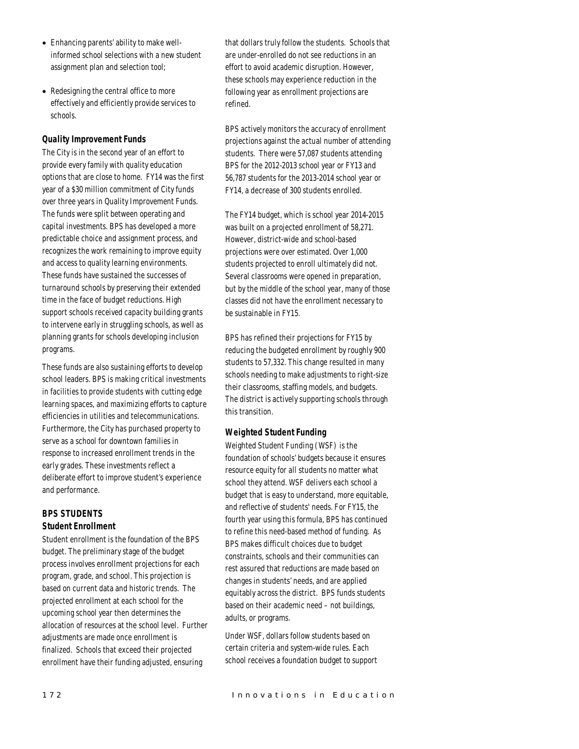- Enhancing parents' ability to make well-informed school selections with a new student assignment plan and selection tool;
- Redesigning the central office to more effectively and efficiently provide services to schools.

### Quality Improvement Funds

The City is in the second year of an effort to provide every family with quality education options that are close to home. FY14 was the first year of a $30 million commitment of City funds over three years in Quality Improvement Funds. The funds were split between operating and capital investments. BPS has developed a more predictable choice and assignment process, and recognizes the work remaining to improve equity and access to quality learning environments. These funds have sustained the successes of turnaround schools by preserving their extended time in the face of budget reductions. High support schools received capacity building grants to intervene early in struggling schools, as well as planning grants for schools developing inclusion programs.

These funds are also sustaining efforts to develop school leaders. BPS is making critical investments in facilities to provide students with cutting edge learning spaces, and maximizing efforts to capture efficiencies in utilities and telecommunications. Furthermore, the City has purchased property to serve as a school for downtown families in response to increased enrollment trends in the early grades. These investments reflect a deliberate effort to improve student's experience and performance.

## BPS STUDENTS

### Student Enrollment

Student enrollment is the foundation of the BPS budget. The preliminary stage of the budget process involves enrollment projections for each program, grade, and school. This projection is based on current data and historic trends. The projected enrollment at each school for the upcoming school year then determines the allocation of resources at the school level. Further adjustments are made once enrollment is finalized. Schools that exceed their projected enrollment have their funding adjusted, ensuring that dollars truly follow the students. Schools that are under-enrolled do not see reductions in an effort to avoid academic disruption. However, these schools may experience reduction in the following year as enrollment projections are refined.

BPS actively monitors the accuracy of enrollment projections against the actual number of attending students. There were 57,087 students attending BPS for the 2012-2013 school year or FY13 and 56,787 students for the 2013-2014 school year or FY14, a decrease of 300 students enrolled.

The FY14 budget, which is school year 2014-2015 was built on a projected enrollment of 58,271. However, district-wide and school-based projections were over estimated. Over 1,000 students projected to enroll ultimately did not. Several classrooms were opened in preparation, but by the middle of the school year, many of those classes did not have the enrollment necessary to be sustainable in FY15.

BPS has refined their projections for FY15 by reducing the budgeted enrollment by roughly 900 students to 57,332. This change resulted in many schools needing to make adjustments to right-size their classrooms, staffing models, and budgets. The district is actively supporting schools through this transition.

### Weighted Student Funding

Weighted Student Funding (WSF) is the foundation of schools' budgets because it ensures resource equity for all students no matter what school they attend. WSF delivers each school a budget that is easy to understand, more equitable, and reflective of students' needs. For FY15, the fourth year using this formula, BPS has continued to refine this need-based method of funding. As BPS makes difficult choices due to budget constraints, schools and their communities can rest assured that reductions are made based on changes in students' needs, and are applied equitably across the district. BPS funds students based on their academic need – not buildings, adults, or programs.

Under WSF, dollars follow students based on certain criteria and system-wide rules. Each school receives a foundation budget to support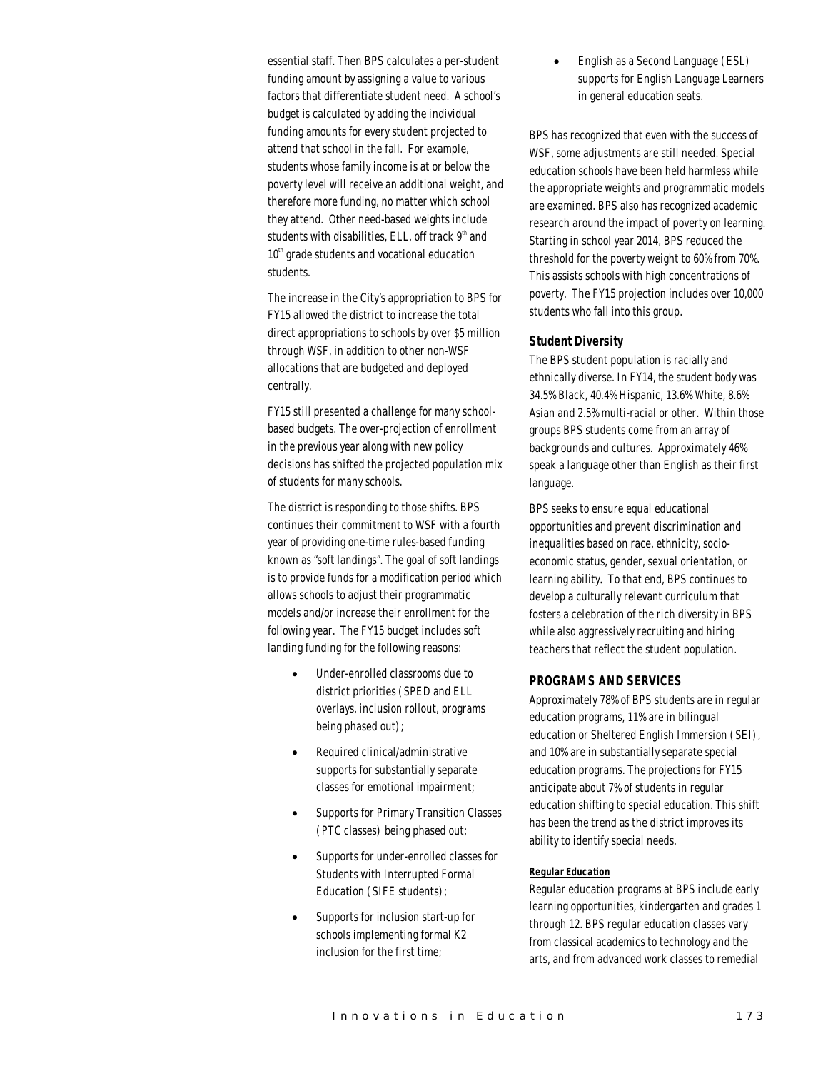essential staff. Then BPS calculates a per-student funding amount by assigning a value to various factors that differentiate student need. A school's budget is calculated by adding the individual funding amounts for every student projected to attend that school in the fall. For example, students whose family income is at or below the poverty level will receive an additional weight, and therefore more funding, no matter which school they attend. Other need-based weights include students with disabilities, ELL, off track 9th and 10th grade students and vocational education students.

The increase in the City's appropriation to BPS for FY15 allowed the district to increase the total direct appropriations to schools by over $5 million through WSF, in addition to other non-WSF allocations that are budgeted and deployed centrally.

FY15 still presented a challenge for many school-based budgets. The over-projection of enrollment in the previous year along with new policy decisions has shifted the projected population mix of students for many schools.

The district is responding to those shifts. BPS continues their commitment to WSF with a fourth year of providing one-time rules-based funding known as "soft landings". The goal of soft landings is to provide funds for a modification period which allows schools to adjust their programmatic models and/or increase their enrollment for the following year. The FY15 budget includes soft landing funding for the following reasons:

- Under-enrolled classrooms due to district priorities (SPED and ELL overlays, inclusion rollout, programs being phased out);
- Required clinical/administrative supports for substantially separate classes for emotional impairment;
- Supports for Primary Transition Classes (PTC classes) being phased out;
- Supports for under-enrolled classes for Students with Interrupted Formal Education (SIFE students);
- Supports for inclusion start-up for schools implementing formal K2 inclusion for the first time;
- English as a Second Language (ESL) supports for English Language Learners in general education seats.

BPS has recognized that even with the success of WSF, some adjustments are still needed. Special education schools have been held harmless while the appropriate weights and programmatic models are examined. BPS also has recognized academic research around the impact of poverty on learning. Starting in school year 2014, BPS reduced the threshold for the poverty weight to 60% from 70%. This assists schools with high concentrations of poverty. The FY15 projection includes over 10,000 students who fall into this group.

### Student Diversity

The BPS student population is racially and ethnically diverse. In FY14, the student body was 34.5% Black, 40.4% Hispanic, 13.6% White, 8.6% Asian and 2.5% multi-racial or other. Within those groups BPS students come from an array of backgrounds and cultures. Approximately 46% speak a language other than English as their first language.

BPS seeks to ensure equal educational opportunities and prevent discrimination and inequalities based on race, ethnicity, socio-economic status, gender, sexual orientation, or learning ability. To that end, BPS continues to develop a culturally relevant curriculum that fosters a celebration of the rich diversity in BPS while also aggressively recruiting and hiring teachers that reflect the student population.

## PROGRAMS AND SERVICES

Approximately 78% of BPS students are in regular education programs, 11% are in bilingual education or Sheltered English Immersion (SEI), and 10% are in substantially separate special education programs. The projections for FY15 anticipate about 7% of students in regular education shifting to special education. This shift has been the trend as the district improves its ability to identify special needs.

#### Regular Education

Regular education programs at BPS include early learning opportunities, kindergarten and grades 1 through 12. BPS regular education classes vary from classical academics to technology and the arts, and from advanced work classes to remedial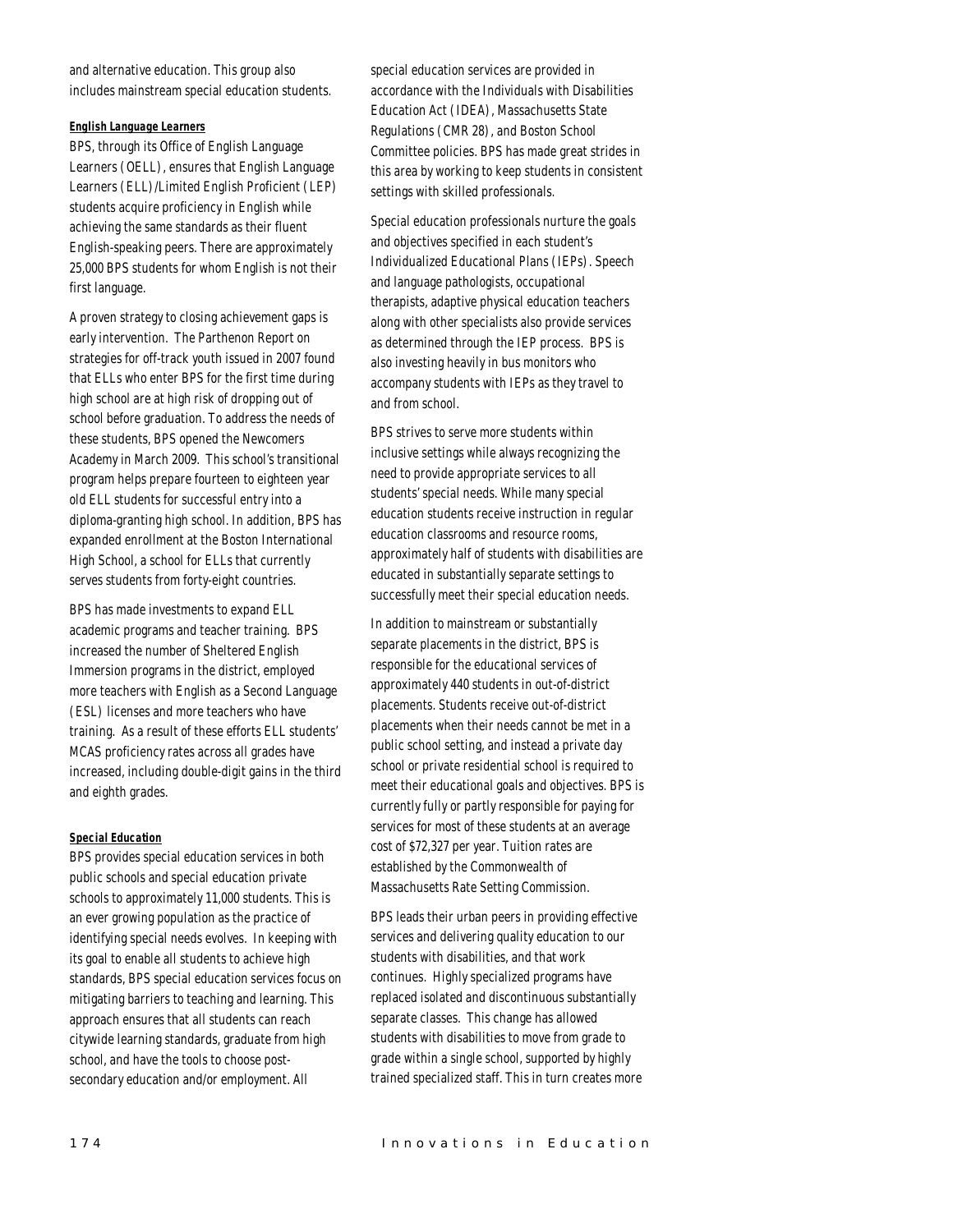and alternative education. This group also includes mainstream special education students.

#### *English Language Learners*

BPS, through its Office of English Language Learners (OELL), ensures that English Language Learners (ELL)/Limited English Proficient (LEP) students acquire proficiency in English while achieving the same standards as their fluent English-speaking peers. There are approximately 25,000 BPS students for whom English is not their first language.

A proven strategy to closing achievement gaps is early intervention. The Parthenon Report on strategies for off-track youth issued in 2007 found that ELLs who enter BPS for the first time during high school are at high risk of dropping out of school before graduation. To address the needs of these students, BPS opened the Newcomers Academy in March 2009. This school's transitional program helps prepare fourteen to eighteen year old ELL students for successful entry into a diploma-granting high school. In addition, BPS has expanded enrollment at the Boston International High School, a school for ELLs that currently serves students from forty-eight countries.

BPS has made investments to expand ELL academic programs and teacher training. BPS increased the number of Sheltered English Immersion programs in the district, employed more teachers with English as a Second Language (ESL) licenses and more teachers who have training. As a result of these efforts ELL students' MCAS proficiency rates across all grades have increased, including double-digit gains in the third and eighth grades.

#### *Special Education*

BPS provides special education services in both public schools and special education private schools to approximately 11,000 students. This is an ever growing population as the practice of identifying special needs evolves. In keeping with its goal to enable all students to achieve high standards, BPS special education services focus on mitigating barriers to teaching and learning. This approach ensures that all students can reach citywide learning standards, graduate from high school, and have the tools to choose post-secondary education and/or employment. All special education services are provided in accordance with the Individuals with Disabilities Education Act (IDEA), Massachusetts State Regulations (CMR 28), and Boston School Committee policies. BPS has made great strides in this area by working to keep students in consistent settings with skilled professionals.

Special education professionals nurture the goals and objectives specified in each student's Individualized Educational Plans (IEPs). Speech and language pathologists, occupational therapists, adaptive physical education teachers along with other specialists also provide services as determined through the IEP process. BPS is also investing heavily in bus monitors who accompany students with IEPs as they travel to and from school.

BPS strives to serve more students within inclusive settings while always recognizing the need to provide appropriate services to all students' special needs. While many special education students receive instruction in regular education classrooms and resource rooms, approximately half of students with disabilities are educated in substantially separate settings to successfully meet their special education needs.

In addition to mainstream or substantially separate placements in the district, BPS is responsible for the educational services of approximately 440 students in out-of-district placements. Students receive out-of-district placements when their needs cannot be met in a public school setting, and instead a private day school or private residential school is required to meet their educational goals and objectives. BPS is currently fully or partly responsible for paying for services for most of these students at an average cost of $72,327 per year. Tuition rates are established by the Commonwealth of Massachusetts Rate Setting Commission.

BPS leads their urban peers in providing effective services and delivering quality education to our students with disabilities, and that work continues. Highly specialized programs have replaced isolated and discontinuous substantially separate classes. This change has allowed students with disabilities to move from grade to grade within a single school, supported by highly trained specialized staff. This in turn creates more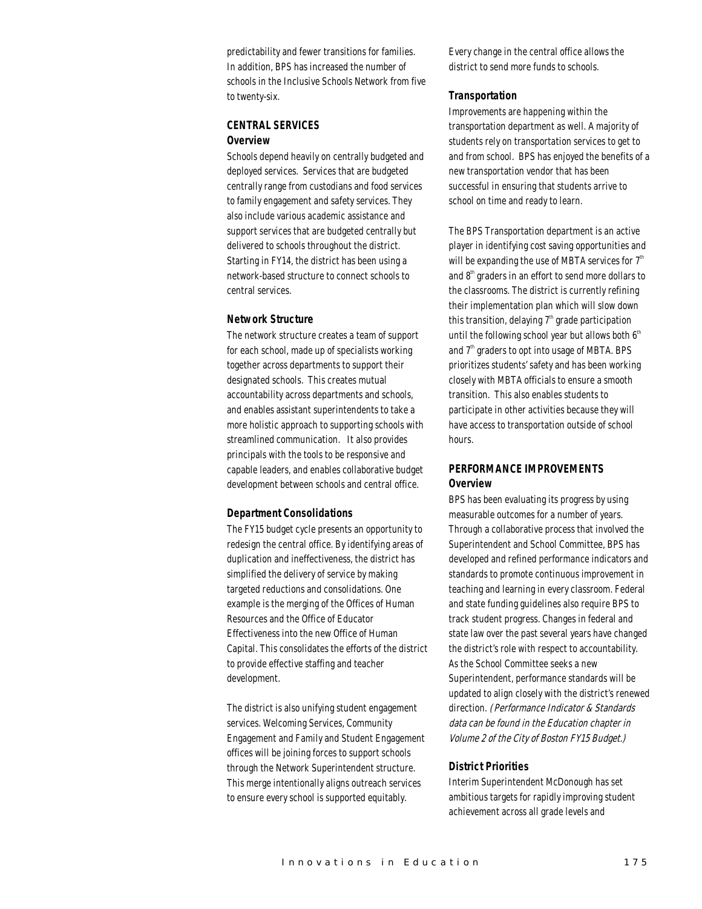predictability and fewer transitions for families. In addition, BPS has increased the number of schools in the Inclusive Schools Network from five to twenty-six.

## CENTRAL SERVICES

### Overview

Schools depend heavily on centrally budgeted and deployed services. Services that are budgeted centrally range from custodians and food services to family engagement and safety services. They also include various academic assistance and support services that are budgeted centrally but delivered to schools throughout the district. Starting in FY14, the district has been using a network-based structure to connect schools to central services.

### Network Structure

The network structure creates a team of support for each school, made up of specialists working together across departments to support their designated schools. This creates mutual accountability across departments and schools, and enables assistant superintendents to take a more holistic approach to supporting schools with streamlined communication. It also provides principals with the tools to be responsive and capable leaders, and enables collaborative budget development between schools and central office.

### Department Consolidations

The FY15 budget cycle presents an opportunity to redesign the central office. By identifying areas of duplication and ineffectiveness, the district has simplified the delivery of service by making targeted reductions and consolidations. One example is the merging of the Offices of Human Resources and the Office of Educator Effectiveness into the new Office of Human Capital. This consolidates the efforts of the district to provide effective staffing and teacher development.

The district is also unifying student engagement services. Welcoming Services, Community Engagement and Family and Student Engagement offices will be joining forces to support schools through the Network Superintendent structure. This merge intentionally aligns outreach services to ensure every school is supported equitably. Every change in the central office allows the district to send more funds to schools.

### Transportation

Improvements are happening within the transportation department as well. A majority of students rely on transportation services to get to and from school. BPS has enjoyed the benefits of a new transportation vendor that has been successful in ensuring that students arrive to school on time and ready to learn.

The BPS Transportation department is an active player in identifying cost saving opportunities and will be expanding the use of MBTA services for 7th and 8th graders in an effort to send more dollars to the classrooms. The district is currently refining their implementation plan which will slow down this transition, delaying 7th grade participation until the following school year but allows both 6th and 7th graders to opt into usage of MBTA. BPS prioritizes students' safety and has been working closely with MBTA officials to ensure a smooth transition. This also enables students to participate in other activities because they will have access to transportation outside of school hours.

## PERFORMANCE IMPROVEMENTS

### Overview

BPS has been evaluating its progress by using measurable outcomes for a number of years. Through a collaborative process that involved the Superintendent and School Committee, BPS has developed and refined performance indicators and standards to promote continuous improvement in teaching and learning in every classroom. Federal and state funding guidelines also require BPS to track student progress. Changes in federal and state law over the past several years have changed the district's role with respect to accountability. As the School Committee seeks a new Superintendent, performance standards will be updated to align closely with the district's renewed direction. *(Performance Indicator & Standards data can be found in the Education chapter in Volume 2 of the City of Boston FY15 Budget.)*

### District Priorities

Interim Superintendent McDonough has set ambitious targets for rapidly improving student achievement across all grade levels and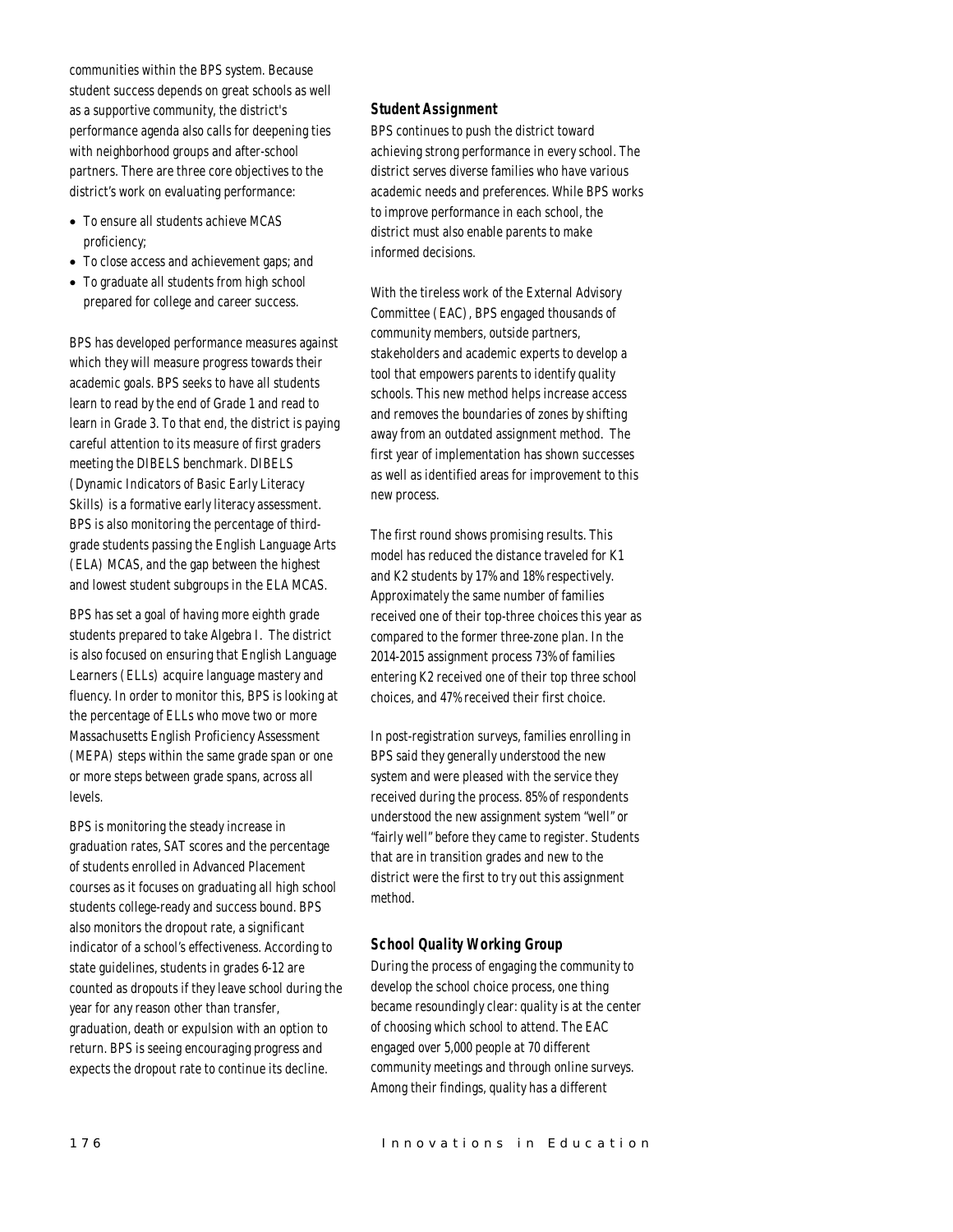communities within the BPS system. Because student success depends on great schools as well as a supportive community, the district's performance agenda also calls for deepening ties with neighborhood groups and after-school partners. There are three core objectives to the district's work on evaluating performance:

- To ensure all students achieve MCAS proficiency;
- To close access and achievement gaps; and
- To graduate all students from high school prepared for college and career success.

BPS has developed performance measures against which they will measure progress towards their academic goals. BPS seeks to have all students learn to read by the end of Grade 1 and read to learn in Grade 3. To that end, the district is paying careful attention to its measure of first graders meeting the DIBELS benchmark. DIBELS (Dynamic Indicators of Basic Early Literacy Skills) is a formative early literacy assessment. BPS is also monitoring the percentage of third-grade students passing the English Language Arts (ELA) MCAS, and the gap between the highest and lowest student subgroups in the ELA MCAS.

BPS has set a goal of having more eighth grade students prepared to take Algebra I. The district is also focused on ensuring that English Language Learners (ELLs) acquire language mastery and fluency. In order to monitor this, BPS is looking at the percentage of ELLs who move two or more Massachusetts English Proficiency Assessment (MEPA) steps within the same grade span or one or more steps between grade spans, across all levels.

BPS is monitoring the steady increase in graduation rates, SAT scores and the percentage of students enrolled in Advanced Placement courses as it focuses on graduating all high school students college-ready and success bound. BPS also monitors the dropout rate, a significant indicator of a school's effectiveness. According to state guidelines, students in grades 6-12 are counted as dropouts if they leave school during the year for any reason other than transfer, graduation, death or expulsion with an option to return. BPS is seeing encouraging progress and expects the dropout rate to continue its decline.

### Student Assignment

BPS continues to push the district toward achieving strong performance in every school. The district serves diverse families who have various academic needs and preferences. While BPS works to improve performance in each school, the district must also enable parents to make informed decisions.

With the tireless work of the External Advisory Committee (EAC), BPS engaged thousands of community members, outside partners, stakeholders and academic experts to develop a tool that empowers parents to identify quality schools. This new method helps increase access and removes the boundaries of zones by shifting away from an outdated assignment method. The first year of implementation has shown successes as well as identified areas for improvement to this new process.

The first round shows promising results. This model has reduced the distance traveled for K1 and K2 students by 17% and 18% respectively. Approximately the same number of families received one of their top-three choices this year as compared to the former three-zone plan. In the 2014-2015 assignment process 73% of families entering K2 received one of their top three school choices, and 47% received their first choice.

In post-registration surveys, families enrolling in BPS said they generally understood the new system and were pleased with the service they received during the process. 85% of respondents understood the new assignment system "well" or "fairly well" before they came to register. Students that are in transition grades and new to the district were the first to try out this assignment method.

### School Quality Working Group

During the process of engaging the community to develop the school choice process, one thing became resoundingly clear: quality is at the center of choosing which school to attend. The EAC engaged over 5,000 people at 70 different community meetings and through online surveys. Among their findings, quality has a different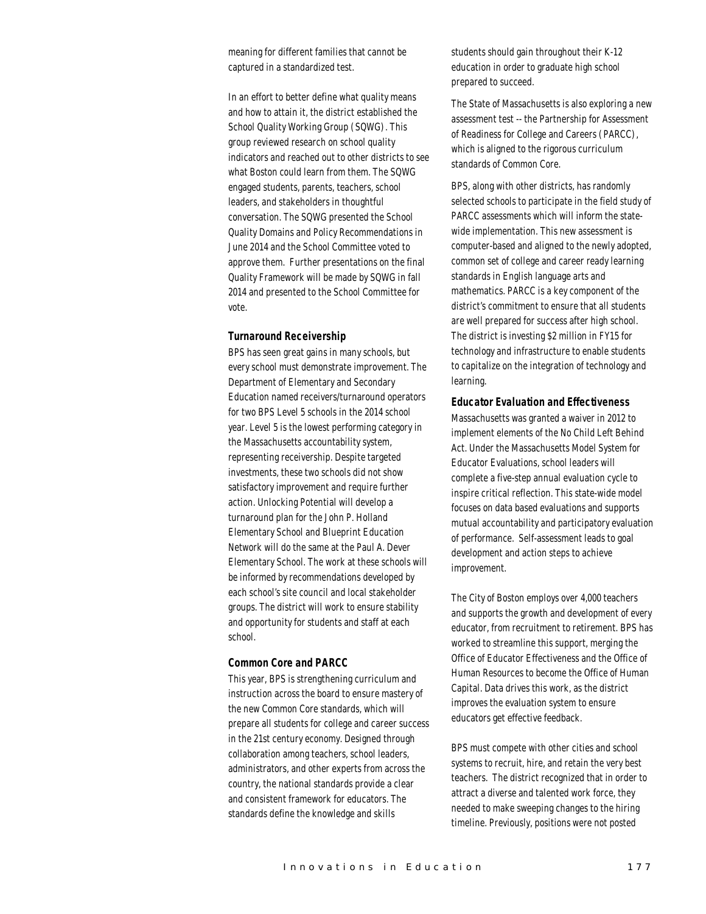meaning for different families that cannot be captured in a standardized test.

In an effort to better define what quality means and how to attain it, the district established the School Quality Working Group (SQWG). This group reviewed research on school quality indicators and reached out to other districts to see what Boston could learn from them. The SQWG engaged students, parents, teachers, school leaders, and stakeholders in thoughtful conversation. The SQWG presented the School Quality Domains and Policy Recommendations in June 2014 and the School Committee voted to approve them. Further presentations on the final Quality Framework will be made by SQWG in fall 2014 and presented to the School Committee for vote.

### Turnaround Receivership

BPS has seen great gains in many schools, but every school must demonstrate improvement. The Department of Elementary and Secondary Education named receivers/turnaround operators for two BPS Level 5 schools in the 2014 school year. Level 5 is the lowest performing category in the Massachusetts accountability system, representing receivership. Despite targeted investments, these two schools did not show satisfactory improvement and require further action. Unlocking Potential will develop a turnaround plan for the John P. Holland Elementary School and Blueprint Education Network will do the same at the Paul A. Dever Elementary School. The work at these schools will be informed by recommendations developed by each school's site council and local stakeholder groups. The district will work to ensure stability and opportunity for students and staff at each school.

### Common Core and PARCC

This year, BPS is strengthening curriculum and instruction across the board to ensure mastery of the new Common Core standards, which will prepare all students for college and career success in the 21st century economy. Designed through collaboration among teachers, school leaders, administrators, and other experts from across the country, the national standards provide a clear and consistent framework for educators. The standards define the knowledge and skills students should gain throughout their K-12 education in order to graduate high school prepared to succeed.

The State of Massachusetts is also exploring a new assessment test -- the Partnership for Assessment of Readiness for College and Careers (PARCC), which is aligned to the rigorous curriculum standards of Common Core.

BPS, along with other districts, has randomly selected schools to participate in the field study of PARCC assessments which will inform the state-wide implementation. This new assessment is computer-based and aligned to the newly adopted, common set of college and career ready learning standards in English language arts and mathematics. PARCC is a key component of the district's commitment to ensure that all students are well prepared for success after high school. The district is investing $2 million in FY15 for technology and infrastructure to enable students to capitalize on the integration of technology and learning.

### Educator Evaluation and Effectiveness

Massachusetts was granted a waiver in 2012 to implement elements of the No Child Left Behind Act. Under the Massachusetts Model System for Educator Evaluations, school leaders will complete a five-step annual evaluation cycle to inspire critical reflection. This state-wide model focuses on data based evaluations and supports mutual accountability and participatory evaluation of performance. Self-assessment leads to goal development and action steps to achieve improvement.

The City of Boston employs over 4,000 teachers and supports the growth and development of every educator, from recruitment to retirement. BPS has worked to streamline this support, merging the Office of Educator Effectiveness and the Office of Human Resources to become the Office of Human Capital. Data drives this work, as the district improves the evaluation system to ensure educators get effective feedback.

BPS must compete with other cities and school systems to recruit, hire, and retain the very best teachers. The district recognized that in order to attract a diverse and talented work force, they needed to make sweeping changes to the hiring timeline. Previously, positions were not posted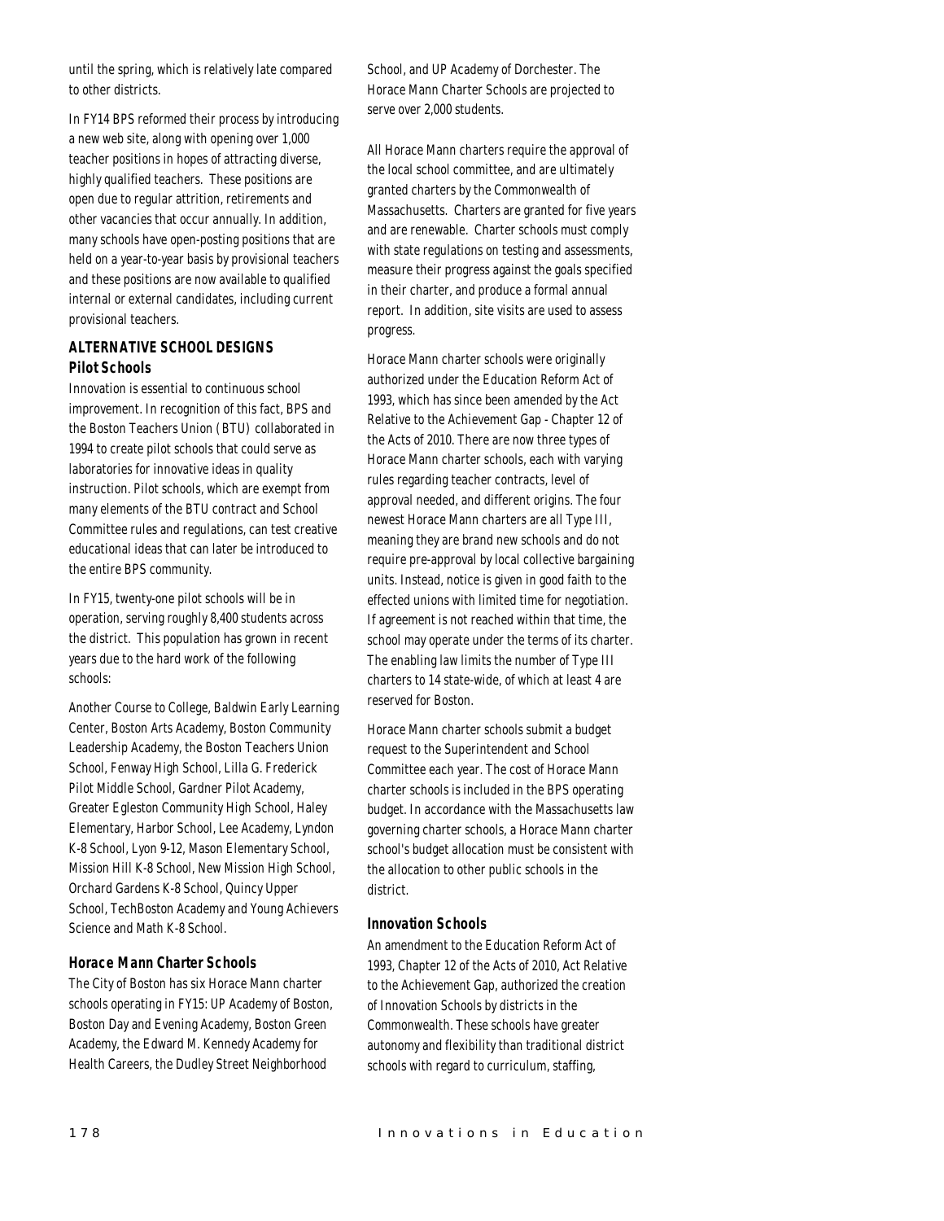until the spring, which is relatively late compared to other districts.

In FY14 BPS reformed their process by introducing a new web site, along with opening over 1,000 teacher positions in hopes of attracting diverse, highly qualified teachers. These positions are open due to regular attrition, retirements and other vacancies that occur annually. In addition, many schools have open-posting positions that are held on a year-to-year basis by provisional teachers and these positions are now available to qualified internal or external candidates, including current provisional teachers.

## ALTERNATIVE SCHOOL DESIGNS

### Pilot Schools

Innovation is essential to continuous school improvement. In recognition of this fact, BPS and the Boston Teachers Union (BTU) collaborated in 1994 to create pilot schools that could serve as laboratories for innovative ideas in quality instruction. Pilot schools, which are exempt from many elements of the BTU contract and School Committee rules and regulations, can test creative educational ideas that can later be introduced to the entire BPS community.

In FY15, twenty-one pilot schools will be in operation, serving roughly 8,400 students across the district. This population has grown in recent years due to the hard work of the following schools:

Another Course to College, Baldwin Early Learning Center, Boston Arts Academy, Boston Community Leadership Academy, the Boston Teachers Union School, Fenway High School, Lilla G. Frederick Pilot Middle School, Gardner Pilot Academy, Greater Egleston Community High School, Haley Elementary, Harbor School, Lee Academy, Lyndon K-8 School, Lyon 9-12, Mason Elementary School, Mission Hill K-8 School, New Mission High School, Orchard Gardens K-8 School, Quincy Upper School, TechBoston Academy and Young Achievers Science and Math K-8 School.

### Horace Mann Charter Schools

The City of Boston has six Horace Mann charter schools operating in FY15: UP Academy of Boston, Boston Day and Evening Academy, Boston Green Academy, the Edward M. Kennedy Academy for Health Careers, the Dudley Street Neighborhood School, and UP Academy of Dorchester. The Horace Mann Charter Schools are projected to serve over 2,000 students.

All Horace Mann charters require the approval of the local school committee, and are ultimately granted charters by the Commonwealth of Massachusetts. Charters are granted for five years and are renewable. Charter schools must comply with state regulations on testing and assessments, measure their progress against the goals specified in their charter, and produce a formal annual report. In addition, site visits are used to assess progress.

Horace Mann charter schools were originally authorized under the Education Reform Act of 1993, which has since been amended by the Act Relative to the Achievement Gap - Chapter 12 of the Acts of 2010. There are now three types of Horace Mann charter schools, each with varying rules regarding teacher contracts, level of approval needed, and different origins. The four newest Horace Mann charters are all Type III, meaning they are brand new schools and do not require pre-approval by local collective bargaining units. Instead, notice is given in good faith to the effected unions with limited time for negotiation. If agreement is not reached within that time, the school may operate under the terms of its charter. The enabling law limits the number of Type III charters to 14 state-wide, of which at least 4 are reserved for Boston.

Horace Mann charter schools submit a budget request to the Superintendent and School Committee each year. The cost of Horace Mann charter schools is included in the BPS operating budget. In accordance with the Massachusetts law governing charter schools, a Horace Mann charter school's budget allocation must be consistent with the allocation to other public schools in the district.

### Innovation Schools

An amendment to the Education Reform Act of 1993, Chapter 12 of the Acts of 2010, Act Relative to the Achievement Gap, authorized the creation of Innovation Schools by districts in the Commonwealth. These schools have greater autonomy and flexibility than traditional district schools with regard to curriculum, staffing,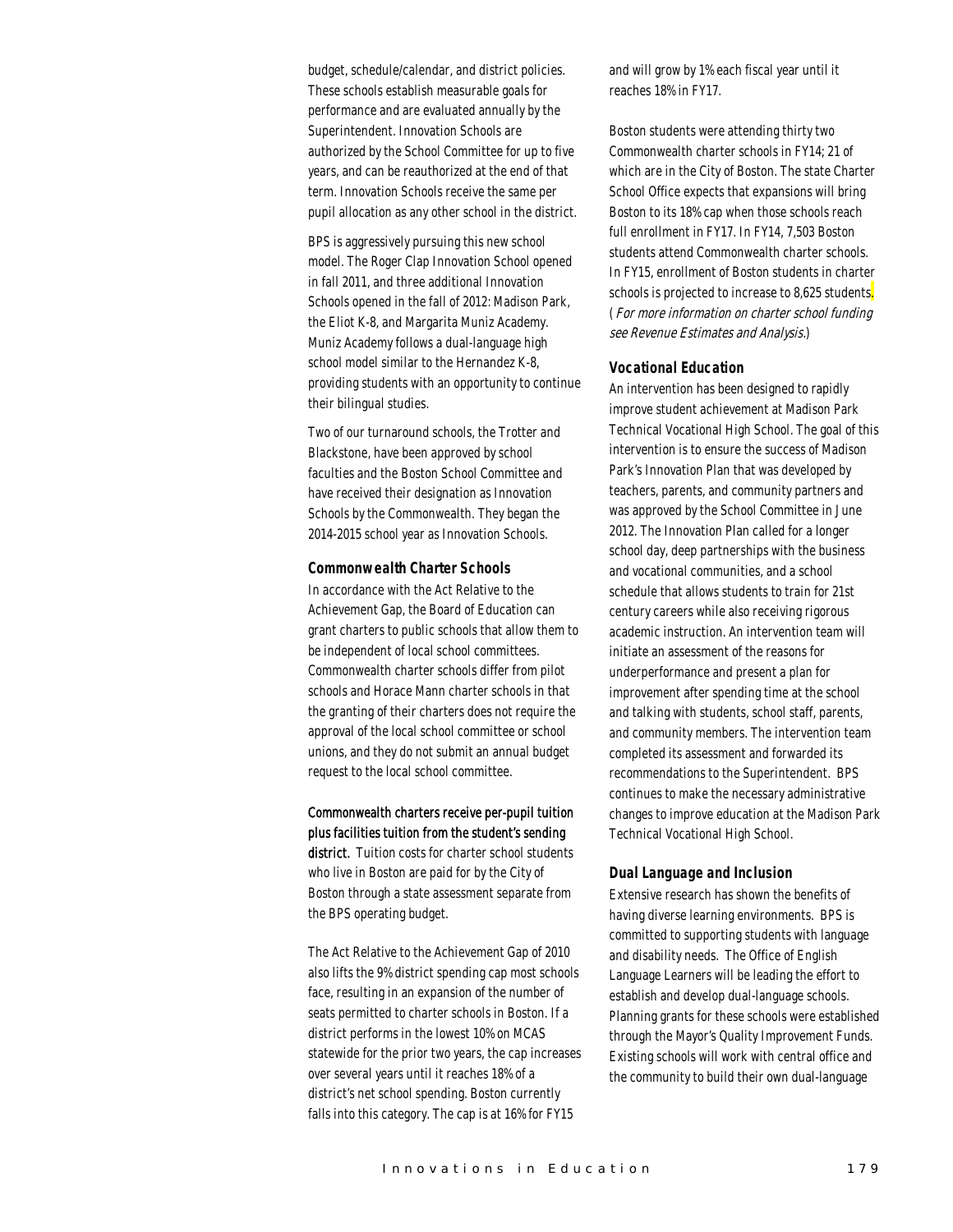budget, schedule/calendar, and district policies. These schools establish measurable goals for performance and are evaluated annually by the Superintendent. Innovation Schools are authorized by the School Committee for up to five years, and can be reauthorized at the end of that term. Innovation Schools receive the same per pupil allocation as any other school in the district.

BPS is aggressively pursuing this new school model. The Roger Clap Innovation School opened in fall 2011, and three additional Innovation Schools opened in the fall of 2012: Madison Park, the Eliot K-8, and Margarita Muniz Academy. Muniz Academy follows a dual-language high school model similar to the Hernandez K-8, providing students with an opportunity to continue their bilingual studies.

Two of our turnaround schools, the Trotter and Blackstone, have been approved by school faculties and the Boston School Committee and have received their designation as Innovation Schools by the Commonwealth. They began the 2014-2015 school year as Innovation Schools.

### Commonwealth Charter Schools

In accordance with the Act Relative to the Achievement Gap, the Board of Education can grant charters to public schools that allow them to be independent of local school committees. Commonwealth charter schools differ from pilot schools and Horace Mann charter schools in that the granting of their charters does not require the approval of the local school committee or school unions, and they do not submit an annual budget request to the local school committee.

Commonwealth charters receive per-pupil tuition plus facilities tuition from the student's sending district. Tuition costs for charter school students who live in Boston are paid for by the City of Boston through a state assessment separate from the BPS operating budget.

The Act Relative to the Achievement Gap of 2010 also lifts the 9% district spending cap most schools face, resulting in an expansion of the number of seats permitted to charter schools in Boston. If a district performs in the lowest 10% on MCAS statewide for the prior two years, the cap increases over several years until it reaches 18% of a district's net school spending. Boston currently falls into this category. The cap is at 16% for FY15 and will grow by 1% each fiscal year until it reaches 18% in FY17.

Boston students were attending thirty two Commonwealth charter schools in FY14; 21 of which are in the City of Boston. The state Charter School Office expects that expansions will bring Boston to its 18% cap when those schools reach full enrollment in FY17. In FY14, 7,503 Boston students attend Commonwealth charter schools. In FY15, enrollment of Boston students in charter schools is projected to increase to 8,625 students. (*For more information on charter school funding see Revenue Estimates and Analysis.*)

### Vocational Education

An intervention has been designed to rapidly improve student achievement at Madison Park Technical Vocational High School. The goal of this intervention is to ensure the success of Madison Park's Innovation Plan that was developed by teachers, parents, and community partners and was approved by the School Committee in June 2012. The Innovation Plan called for a longer school day, deep partnerships with the business and vocational communities, and a school schedule that allows students to train for 21st century careers while also receiving rigorous academic instruction. An intervention team will initiate an assessment of the reasons for underperformance and present a plan for improvement after spending time at the school and talking with students, school staff, parents, and community members. The intervention team completed its assessment and forwarded its recommendations to the Superintendent. BPS continues to make the necessary administrative changes to improve education at the Madison Park Technical Vocational High School.

### Dual Language and Inclusion

Extensive research has shown the benefits of having diverse learning environments. BPS is committed to supporting students with language and disability needs. The Office of English Language Learners will be leading the effort to establish and develop dual-language schools. Planning grants for these schools were established through the Mayor's Quality Improvement Funds. Existing schools will work with central office and the community to build their own dual-language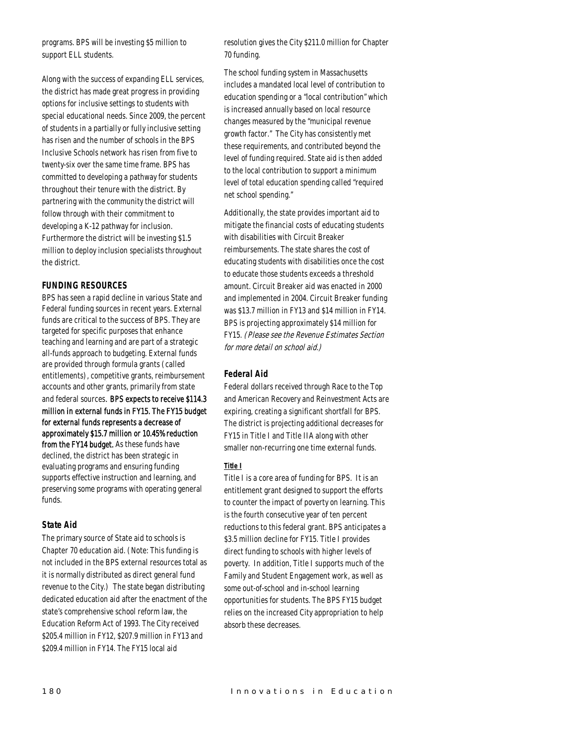programs. BPS will be investing $5 million to support ELL students.

Along with the success of expanding ELL services, the district has made great progress in providing options for inclusive settings to students with special educational needs. Since 2009, the percent of students in a partially or fully inclusive setting has risen and the number of schools in the BPS Inclusive Schools network has risen from five to twenty-six over the same time frame. BPS has committed to developing a pathway for students throughout their tenure with the district. By partnering with the community the district will follow through with their commitment to developing a K-12 pathway for inclusion. Furthermore the district will be investing $1.5 million to deploy inclusion specialists throughout the district.

### FUNDING RESOURCES

BPS has seen a rapid decline in various State and Federal funding sources in recent years. External funds are critical to the success of BPS. They are targeted for specific purposes that enhance teaching and learning and are part of a strategic all-funds approach to budgeting. External funds are provided through formula grants (called entitlements), competitive grants, reimbursement accounts and other grants, primarily from state and federal sources. **BPS expects to receive $114.3 million in external funds in FY15. The FY15 budget for external funds represents a decrease of approximately $15.7 million or 10.45% reduction from the FY14 budget.** As these funds have declined, the district has been strategic in evaluating programs and ensuring funding supports effective instruction and learning, and preserving some programs with operating general funds.

### State Aid

The primary source of State aid to schools is Chapter 70 education aid. (Note: This funding is not included in the BPS external resources total as it is normally distributed as direct general fund revenue to the City.) The state began distributing dedicated education aid after the enactment of the state's comprehensive school reform law, the Education Reform Act of 1993. The City received $205.4 million in FY12, $207.9 million in FY13 and $209.4 million in FY14. The FY15 local aid resolution gives the City $211.0 million for Chapter 70 funding.

The school funding system in Massachusetts includes a mandated local level of contribution to education spending or a "local contribution" which is increased annually based on local resource changes measured by the "municipal revenue growth factor." The City has consistently met these requirements, and contributed beyond the level of funding required. State aid is then added to the local contribution to support a minimum level of total education spending called "required net school spending."

Additionally, the state provides important aid to mitigate the financial costs of educating students with disabilities with Circuit Breaker reimbursements. The state shares the cost of educating students with disabilities once the cost to educate those students exceeds a threshold amount. Circuit Breaker aid was enacted in 2000 and implemented in 2004. Circuit Breaker funding was $13.7 million in FY13 and $14 million in FY14. BPS is projecting approximately $14 million for FY15. *(Please see the Revenue Estimates Section for more detail on school aid.)*

### Federal Aid

Federal dollars received through Race to the Top and American Recovery and Reinvestment Acts are expiring, creating a significant shortfall for BPS. The district is projecting additional decreases for FY15 in Title I and Title IIA along with other smaller non-recurring one time external funds.

#### Title I

Title I is a core area of funding for BPS. It is an entitlement grant designed to support the efforts to counter the impact of poverty on learning. This is the fourth consecutive year of ten percent reductions to this federal grant. BPS anticipates a $3.5 million decline for FY15. Title I provides direct funding to schools with higher levels of poverty. In addition, Title I supports much of the Family and Student Engagement work, as well as some out-of-school and in-school learning opportunities for students. The BPS FY15 budget relies on the increased City appropriation to help absorb these decreases.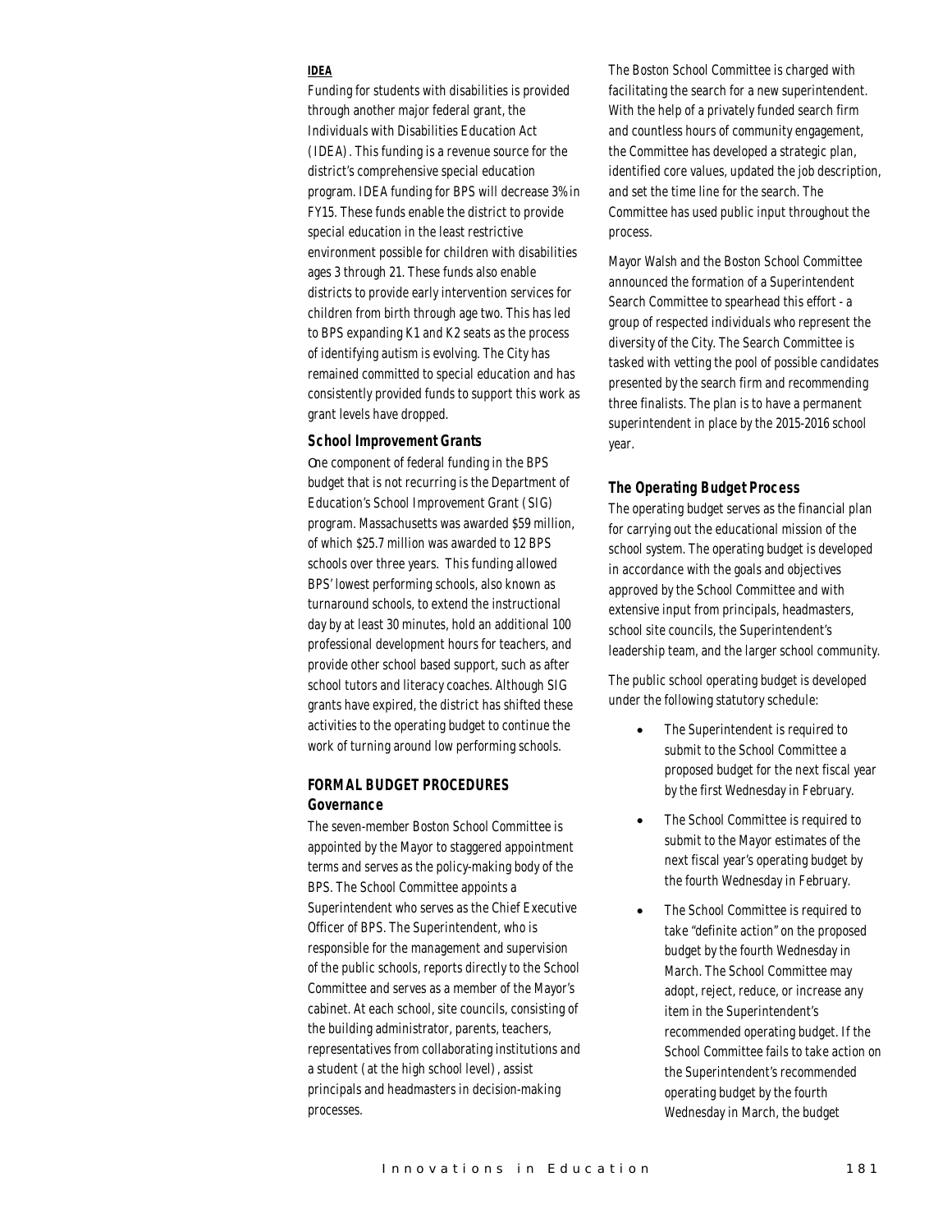#### IDEA

Funding for students with disabilities is provided through another major federal grant, the Individuals with Disabilities Education Act (IDEA). This funding is a revenue source for the district's comprehensive special education program. IDEA funding for BPS will decrease 3% in FY15. These funds enable the district to provide special education in the least restrictive environment possible for children with disabilities ages 3 through 21. These funds also enable districts to provide early intervention services for children from birth through age two. This has led to BPS expanding K1 and K2 seats as the process of identifying autism is evolving. The City has remained committed to special education and has consistently provided funds to support this work as grant levels have dropped.

#### School Improvement Grants

One component of federal funding in the BPS budget that is not recurring is the Department of Education's School Improvement Grant (SIG) program. Massachusetts was awarded $59 million, of which $25.7 million was awarded to 12 BPS schools over three years. This funding allowed BPS' lowest performing schools, also known as turnaround schools, to extend the instructional day by at least 30 minutes, hold an additional 100 professional development hours for teachers, and provide other school based support, such as after school tutors and literacy coaches. Although SIG grants have expired, the district has shifted these activities to the operating budget to continue the work of turning around low performing schools.

## FORMAL BUDGET PROCEDURES

### Governance

The seven-member Boston School Committee is appointed by the Mayor to staggered appointment terms and serves as the policy-making body of the BPS. The School Committee appoints a Superintendent who serves as the Chief Executive Officer of BPS. The Superintendent, who is responsible for the management and supervision of the public schools, reports directly to the School Committee and serves as a member of the Mayor's cabinet. At each school, site councils, consisting of the building administrator, parents, teachers, representatives from collaborating institutions and a student (at the high school level), assist principals and headmasters in decision-making processes.

The Boston School Committee is charged with facilitating the search for a new superintendent. With the help of a privately funded search firm and countless hours of community engagement, the Committee has developed a strategic plan, identified core values, updated the job description, and set the time line for the search. The Committee has used public input throughout the process.

Mayor Walsh and the Boston School Committee announced the formation of a Superintendent Search Committee to spearhead this effort - a group of respected individuals who represent the diversity of the City. The Search Committee is tasked with vetting the pool of possible candidates presented by the search firm and recommending three finalists. The plan is to have a permanent superintendent in place by the 2015-2016 school year.

### The Operating Budget Process

The operating budget serves as the financial plan for carrying out the educational mission of the school system. The operating budget is developed in accordance with the goals and objectives approved by the School Committee and with extensive input from principals, headmasters, school site councils, the Superintendent's leadership team, and the larger school community.

The public school operating budget is developed under the following statutory schedule:

- The Superintendent is required to submit to the School Committee a proposed budget for the next fiscal year by the first Wednesday in February.
- The School Committee is required to submit to the Mayor estimates of the next fiscal year's operating budget by the fourth Wednesday in February.
- The School Committee is required to take "definite action" on the proposed budget by the fourth Wednesday in March. The School Committee may adopt, reject, reduce, or increase any item in the Superintendent's recommended operating budget. If the School Committee fails to take action on the Superintendent's recommended operating budget by the fourth Wednesday in March, the budget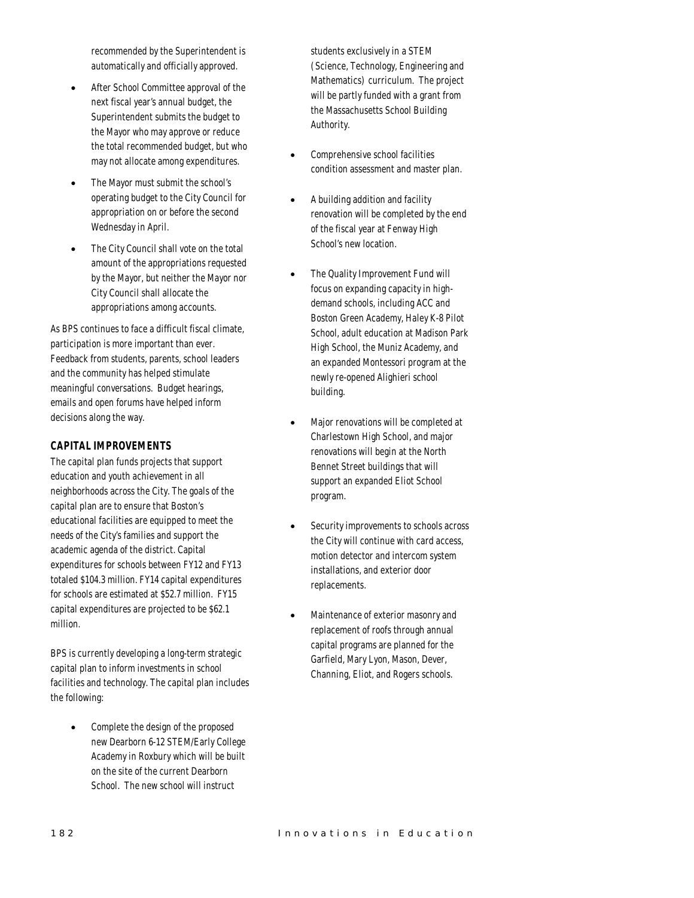recommended by the Superintendent is automatically and officially approved.

- After School Committee approval of the next fiscal year's annual budget, the Superintendent submits the budget to the Mayor who may approve or reduce the total recommended budget, but who may not allocate among expenditures.
- The Mayor must submit the school's operating budget to the City Council for appropriation on or before the second Wednesday in April.
- The City Council shall vote on the total amount of the appropriations requested by the Mayor, but neither the Mayor nor City Council shall allocate the appropriations among accounts.

As BPS continues to face a difficult fiscal climate, participation is more important than ever. Feedback from students, parents, school leaders and the community has helped stimulate meaningful conversations. Budget hearings, emails and open forums have helped inform decisions along the way.

### CAPITAL IMPROVEMENTS

The capital plan funds projects that support education and youth achievement in all neighborhoods across the City. The goals of the capital plan are to ensure that Boston's educational facilities are equipped to meet the needs of the City's families and support the academic agenda of the district. Capital expenditures for schools between FY12 and FY13 totaled $104.3 million. FY14 capital expenditures for schools are estimated at $52.7 million. FY15 capital expenditures are projected to be $62.1 million.

BPS is currently developing a long-term strategic capital plan to inform investments in school facilities and technology. The capital plan includes the following:

- Complete the design of the proposed new Dearborn 6-12 STEM/Early College Academy in Roxbury which will be built on the site of the current Dearborn School. The new school will instruct students exclusively in a STEM (Science, Technology, Engineering and Mathematics) curriculum. The project will be partly funded with a grant from the Massachusetts School Building Authority.
- Comprehensive school facilities condition assessment and master plan.
- A building addition and facility renovation will be completed by the end of the fiscal year at Fenway High School's new location.
- The Quality Improvement Fund will focus on expanding capacity in high-demand schools, including ACC and Boston Green Academy, Haley K-8 Pilot School, adult education at Madison Park High School, the Muniz Academy, and an expanded Montessori program at the newly re-opened Alighieri school building.
- Major renovations will be completed at Charlestown High School, and major renovations will begin at the North Bennet Street buildings that will support an expanded Eliot School program.
- Security improvements to schools across the City will continue with card access, motion detector and intercom system installations, and exterior door replacements.
- Maintenance of exterior masonry and replacement of roofs through annual capital programs are planned for the Garfield, Mary Lyon, Mason, Dever, Channing, Eliot, and Rogers schools.